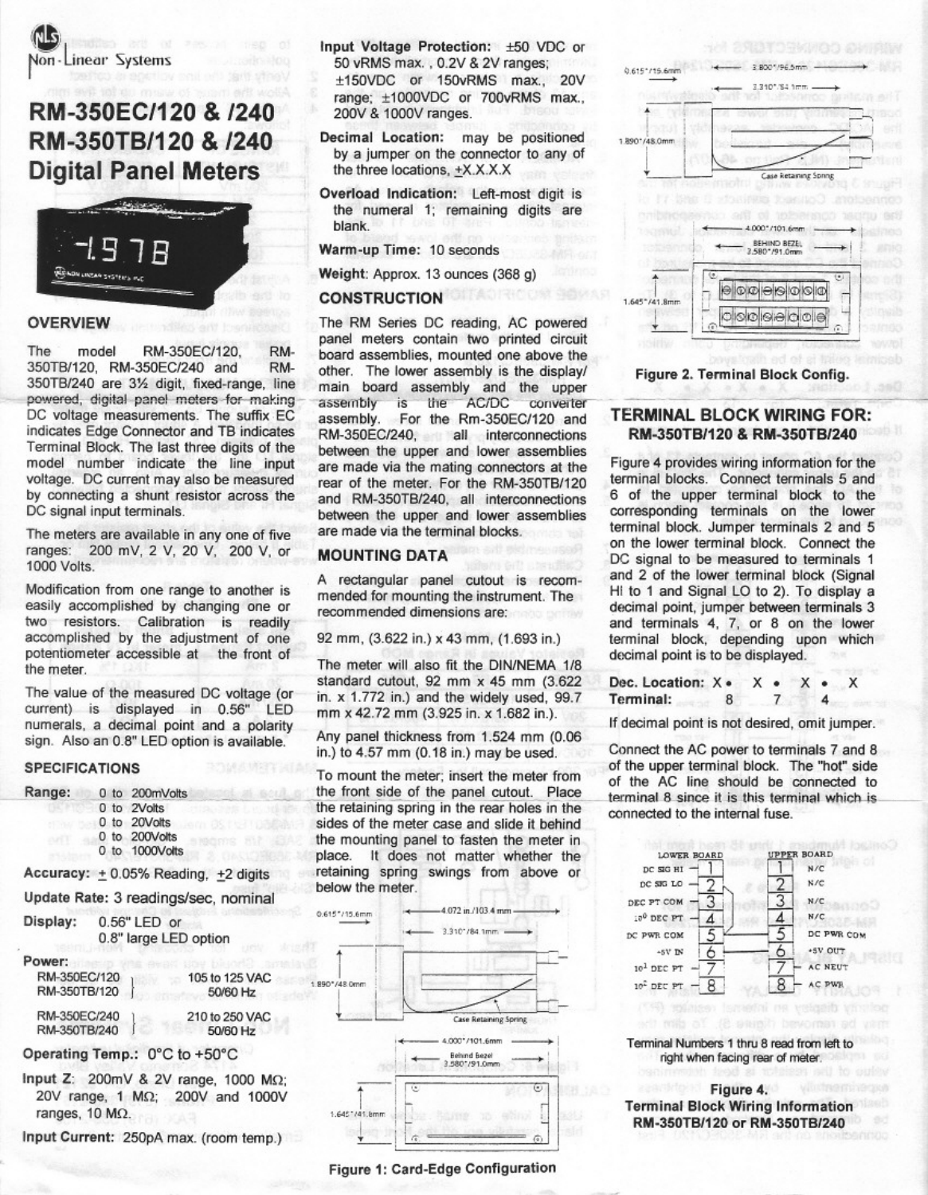Non-Linear Systems

# RM-350EC/120 & /240
# RM-350TB/120 & /240
# Digital Panel Meters

## OVERVIEW

The model RM-350EC/120, RM-350TB/120, RM-350EC/240 and RM-350TB/240 are 3½ digit, fixed-range, line powered, digital panel meters for making DC voltage measurements. The suffix EC indicates Edge Connector and TB indicates Terminal Block. The last three digits of the model number indicate the line input voltage. DC current may also be measured by connecting a shunt resistor across the DC signal input terminals.

The meters are available in any one of five ranges: 200 mV, 2 V, 20 V, 200 V, or 1000 Volts.

Modification from one range to another is easily accomplished by changing one or two resistors. Calibration is readily accomplished by the adjustment of one potentiometer accessible at the front of the meter.

The value of the measured DC voltage (or current) is displayed in 0.56" LED numerals, a decimal point and a polarity sign. Also an 0.8" LED option is available.

## SPECIFICATIONS

**Range:**
0 to 200mVolts
0 to 2Volts
0 to 20Volts
0 to 200Volts
0 to 1000Volts

**Accuracy:** ± 0.05% Reading, ±2 digits

**Update Rate:** 3 readings/sec, nominal

**Display:** 0.56" LED or 0.8" large LED option

**Power:**

| | |
|---|---|
| RM-350EC/120, RM-350TB/120 | 105 to 125 VAC, 50/60 Hz |
| RM-350EC/240, RM-350TB/240 | 210 to 250 VAC, 50/60 Hz |

**Operating Temp.:** 0°C to +50°C

**Input Z:** 200mV & 2V range, 1000 MΩ; 20V range, 1 MΩ; 200V and 1000V ranges, 10 MΩ.

**Input Current:** 250pA max. (room temp.)

**Input Voltage Protection:** ±50 VDC or 50 vRMS max., 0.2V & 2V ranges; ±150VDC or 150vRMS max., 20V range; ±1000VDC or 700vRMS max., 200V & 1000V ranges.

**Decimal Location:** may be positioned by a jumper on the connector to any of the three locations, ±X.X.X.X

**Overload Indication:** Left-most digit is the numeral 1; remaining digits are blank.

**Warm-up Time:** 10 seconds

**Weight:** Approx. 13 ounces (368 g)

## CONSTRUCTION

The RM Series DC reading, AC powered panel meters contain two printed circuit board assemblies, mounted one above the other. The lower assembly is the display/main board assembly and the upper assembly is the AC/DC converter assembly. For the Rm-350EC/120 and RM-350EC/240, all interconnections between the upper and lower assemblies are made via the mating connectors at the rear of the meter. For the RM-350TB/120 and RM-350TB/240, all interconnections between the upper and lower assemblies are made via the terminal blocks.

## MOUNTING DATA

A rectangular panel cutout is recommended for mounting the instrument. The recommended dimensions are:

92 mm, (3.622 in.) x 43 mm, (1.693 in.)

The meter will also fit the DIN/NEMA 1/8 standard cutout, 92 mm x 45 mm (3.622 in. x 1.772 in.) and the widely used, 99.7 mm x 42.72 mm (3.925 in. x 1.682 in.).

Any panel thickness from 1.524 mm (0.06 in.) to 4.57 mm (0.18 in.) may be used.

To mount the meter; insert the meter from the front side of the panel cutout. Place the retaining spring in the rear holes in the sides of the meter case and slide it behind the mounting panel to fasten the meter in place. It does not matter whether the retaining spring swings from above or below the meter.

Figure 1: Card-Edge Configuration

Figure 2. Terminal Block Config.

## TERMINAL BLOCK WIRING FOR: RM-350TB/120 & RM-350TB/240

Figure 4 provides wiring information for the terminal blocks. Connect terminals 5 and 6 of the upper terminal block to the corresponding terminals on the lower terminal block. Jumper terminals 2 and 5 on the lower terminal block. Connect the DC signal to be measured to terminals 1 and 2 of the lower terminal block (Signal HI to 1 and Signal LO to 2). To display a decimal point, jumper between terminals 3 and terminals 4, 7, or 8 on the lower terminal block, depending upon which decimal point is to be displayed.

| | | | |
|---|---|---|---|
| **Dec. Location:** | X • X | X • X | X • X |
| **Terminal:** | 8 | 7 | 4 |

If decimal point is not desired, omit jumper.

Connect the AC power to terminals 7 and 8 of the upper terminal block. The "hot" side of the AC line should be connected to terminal 8 since it is this terminal which is connected to the internal fuse.

| LOWER BOARD | Terminal | UPPER BOARD |
|---|---|---|
| DC SIG HI | 1 | N/C |
| DC SIG LO | 2 | N/C |
| DEC PT COM | 3 | N/C |
| $10^0$ DEC PT | 4 | N/C |
| DC PWR COM | 5 | DC PWR COM |
| -5V IN | 6 | +5V OUT |
| $10^1$ DEC PT | 7 | AC NEUT |
| $10^2$ DEC PT | 8 | AC PWR |

Terminal Numbers 1 thru 8 read from left to right when facing rear of meter.

**Figure 4. Terminal Block Wiring Information RM-350TB/120 or RM-350TB/240**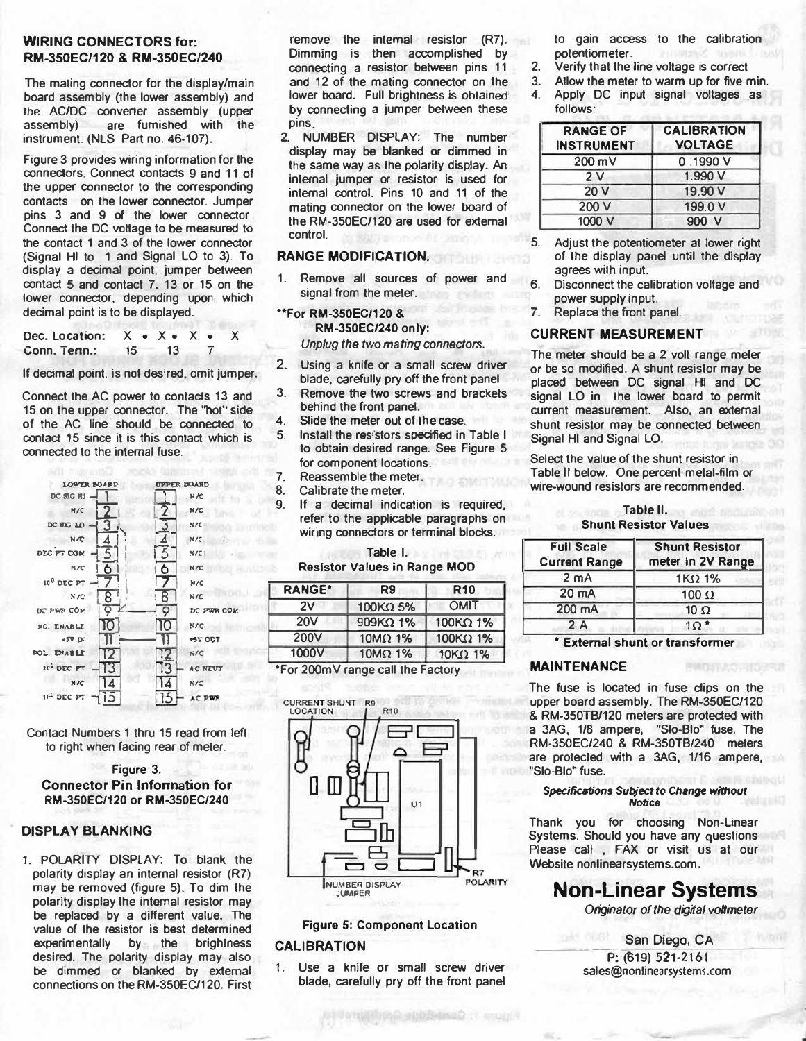## WIRING CONNECTORS for: RM-350EC/120 & RM-350EC/240

The mating connector for the display/main board assembly (the lower assembly) and the AC/DC converter assembly (upper assembly) are furnished with the instrument. (NLS Part no. 46-107).

Figure 3 provides wiring information for the connectors. Connect contacts 9 and 11 of the upper connector to the corresponding contacts on the lower connector. Jumper pins 3 and 9 of the lower connector. Connect the DC voltage to be measured to the contact 1 and 3 of the lower connector (Signal HI to 1 and Signal LO to 3). To display a decimal point, jumper between contact 5 and contact 7, 13 or 15 on the lower connector, depending upon which decimal point is to be displayed.

| | | | | | | |
|---|---|---|---|---|---|---|
| Dec. Location: | X | • X | • X | • | X |
| Conn. Term.: | | 15 | 13 | 7 | |

If decimal point is not desired, omit jumper.

Connect the AC power to contacts 13 and 15 on the upper connector. The "hot" side of the AC line should be connected to contact 15 since it is this contact which is connected to the internal fuse.

LOWER BOARD
DC SIG HI 1
N/C 2
DC SIG LO 3
N/C 4
DEC PT COM 5
N/C 6
$10^0$ DEC PT 7
N/C 8
DC PWR COM 9
NC. ENABLE 10
+5V IN 11
POL. ENABLE 12
$10^1$ DEC PT 13
N/C 14
$10^2$ DEC PT 15

UPPER BOARD
1 N/C
2 N/C
3 N/C
4 N/C
5 N/C
6 N/C
7 N/C
8 N/C
9 DC PWR COM
10 N/C
11 +5V OUT
12 N/C
13 AC NEUT
14 N/C
15 AC PWR

Contact Numbers 1 thru 15 read from left to right when facing rear of meter.

Figure 3.
**Connector Pin Information for RM-350EC/120 or RM-350EC/240**

## DISPLAY BLANKING

1. POLARITY DISPLAY: To blank the polarity display an internal resistor (R7) may be removed (figure 5). To dim the polarity display the internal resistor may be replaced by a different value. The value of the resistor is best determined experimentally by the brightness desired. The polarity display may also be dimmed or blanked by external connections on the RM-350EC/120. First remove the internal resistor (R7). Dimming is then accomplished by connecting a resistor between pins 11 and 12 of the mating connector on the lower board. Full brightness is obtained by connecting a jumper between these pins.
2. NUMBER DISPLAY: The number display may be blanked or dimmed in the same way as the polarity display. An internal jumper or resistor is used for internal control. Pins 10 and 11 of the mating connector on the lower board of the RM-350EC/120 are used for external control.

## RANGE MODIFICATION

1. Remove all sources of power and signal from the meter.

**For RM-350EC/120 & RM-350EC/240 only:**
*Unplug the two mating connectors.*

2. Using a knife or a small screw driver blade, carefully pry off the front panel
3. Remove the two screws and brackets behind the front panel.
4. Slide the meter out of the case.
5. Install the resistors specified in Table I to obtain desired range. See Figure 5 for component locations.
7. Reassemble the meter.
8. Calibrate the meter.
9. If a decimal indication is required, refer to the applicable paragraphs on wiring connectors or terminal blocks.

**Table I.**
**Resistor Values in Range MOD**

| RANGE* | R9 | R10 |
|---|---|---|
| 2V | 100KΩ 5% | OMIT |
| 20V | 909KΩ 1% | 100KΩ 1% |
| 200V | 10MΩ 1% | 100KΩ 1% |
| 1000V | 10MΩ 1% | 10KΩ 1% |

*For 200mV range call the Factory

CURRENT SHUNT LOCATION
R9
R10
U1
R7 POLARITY
NUMBER DISPLAY JUMPER

**Figure 5: Component Location**

## CALIBRATION

1. Use a knife or small screw driver blade, carefully pry off the front panel to gain access to the calibration potentiometer.
2. Verify that the line voltage is correct
3. Allow the meter to warm up for five min.
4. Apply DC input signal voltages as follows:

| RANGE OF INSTRUMENT | CALIBRATION VOLTAGE |
|---|---|
| 200 mV | 0 .1990 V |
| 2 V | 1.990 V |
| 20 V | 19.90 V |
| 200 V | 199.0 V |
| 1000 V | 900 V |

5. Adjust the potentiometer at lower right of the display panel until the display agrees with input.
6. Disconnect the calibration voltage and power supply input.
7. Replace the front panel.

## CURRENT MEASUREMENT

The meter should be a 2 volt range meter or be so modified. A shunt resistor may be placed between DC signal HI and DC signal LO in the lower board to permit current measurement. Also, an external shunt resistor may be connected between Signal HI and Signal LO.

Select the value of the shunt resistor in Table II below. One percent metal-film or wire-wound resistors are recommended.

**Table II.**
**Shunt Resistor Values**

| Full Scale Current Range | Shunt Resistor meter in 2V Range |
|---|---|
| 2 mA | 1KΩ 1% |
| 20 mA | 100 Ω |
| 200 mA | 10 Ω |
| 2 A | 1Ω * |

**\* External shunt or transformer**

## MAINTENANCE

The fuse is located in fuse clips on the upper board assembly. The RM-350EC/120 & RM-350TB/120 meters are protected with a 3AG, 1/8 ampere, "Slo-Blo" fuse. The RM-350EC/240 & RM-350TB/240 meters are protected with a 3AG, 1/16 ampere, "Slo-Blo" fuse.

***Specifications Subject to Change without Notice***

Thank you for choosing Non-Linear Systems. Should you have any questions Please call , FAX or visit us at our Website nonlinearsystems.com.

## Non-Linear Systems

*Originator of the digital voltmeter*

San Diego, CA

P: (619) 521-2161
sales@nonlinearsystems.com